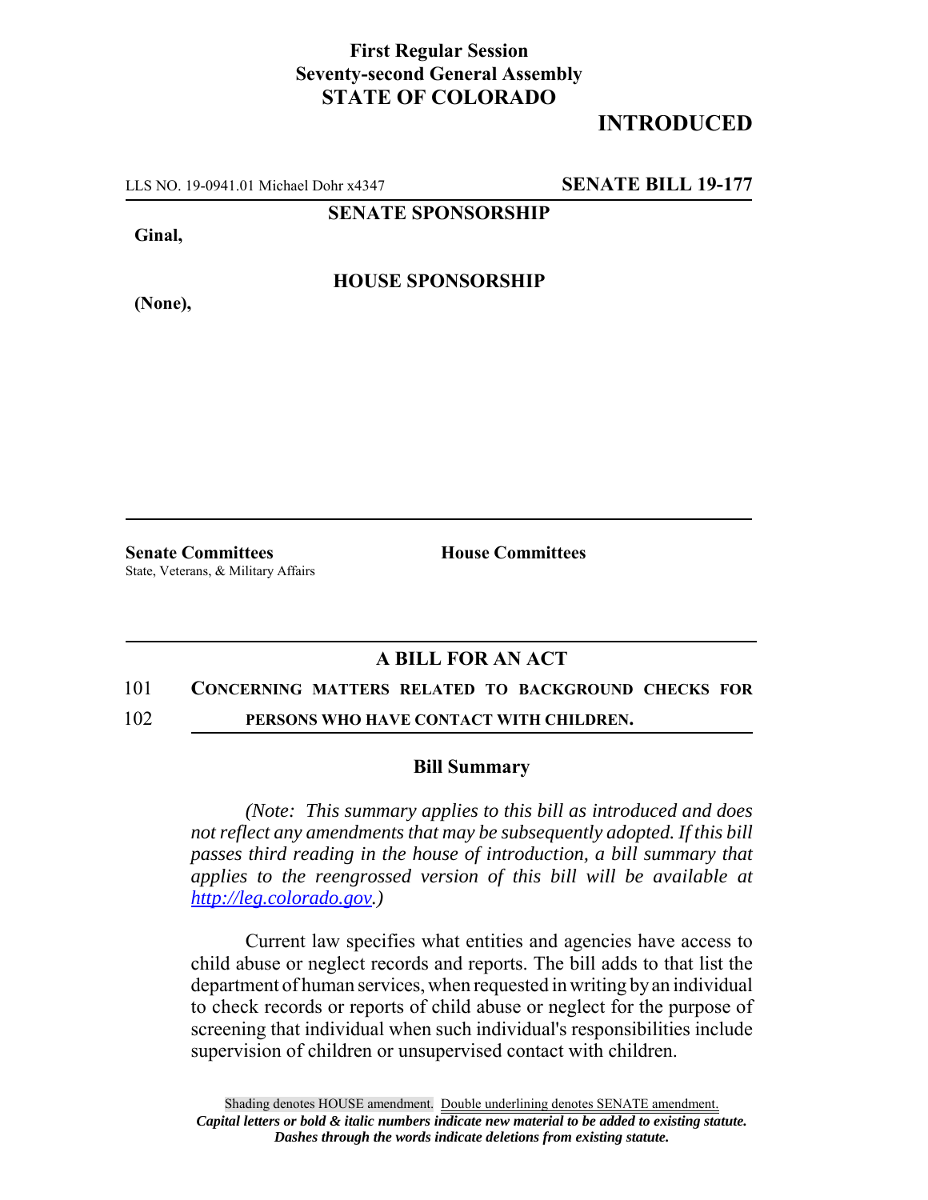**First Regular Session**
**Seventy-second General Assembly**
**STATE OF COLORADO**

**INTRODUCED**

LLS NO. 19-0941.01 Michael Dohr x4347 **SENATE BILL 19-177**

**SENATE SPONSORSHIP**

**Ginal,**

**HOUSE SPONSORSHIP**

**(None),**

**Senate Committees**
State, Veterans, & Military Affairs

**House Committees**

## A BILL FOR AN ACT

101 **CONCERNING MATTERS RELATED TO BACKGROUND CHECKS FOR**
102 **PERSONS WHO HAVE CONTACT WITH CHILDREN.**

### Bill Summary

*(Note: This summary applies to this bill as introduced and does not reflect any amendments that may be subsequently adopted. If this bill passes third reading in the house of introduction, a bill summary that applies to the reengrossed version of this bill will be available at http://leg.colorado.gov.)*

Current law specifies what entities and agencies have access to child abuse or neglect records and reports. The bill adds to that list the department of human services, when requested in writing by an individual to check records or reports of child abuse or neglect for the purpose of screening that individual when such individual's responsibilities include supervision of children or unsupervised contact with children.

Shading denotes HOUSE amendment. Double underlining denotes SENATE amendment.
*Capital letters or bold & italic numbers indicate new material to be added to existing statute.*
*Dashes through the words indicate deletions from existing statute.*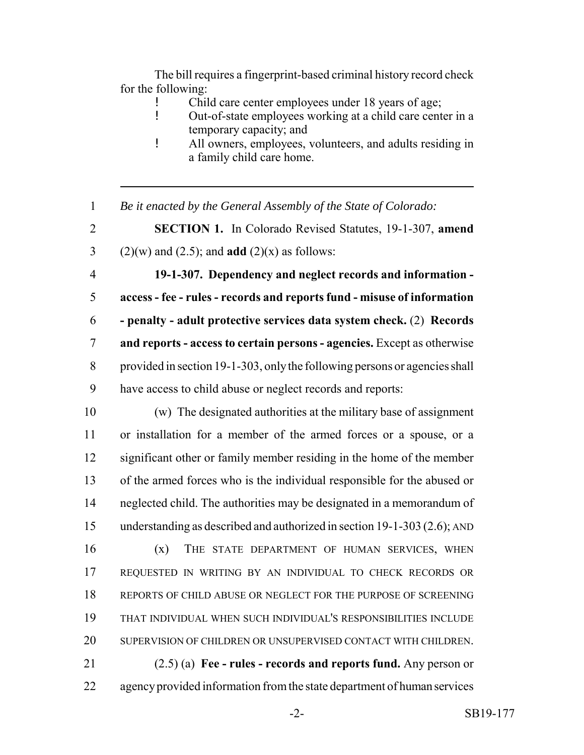The bill requires a fingerprint-based criminal history record check for the following:

- Child care center employees under 18 years of age;
- Out-of-state employees working at a child care center in a temporary capacity; and
- All owners, employees, volunteers, and adults residing in a family child care home.

---

1 *Be it enacted by the General Assembly of the State of Colorado:*

2 **SECTION 1.** In Colorado Revised Statutes, 19-1-307, **amend**
3 (2)(w) and (2.5); and **add** (2)(x) as follows:

4 **19-1-307. Dependency and neglect records and information -**
5 **access - fee - rules - records and reports fund - misuse of information**
6 **- penalty - adult protective services data system check.** (2) **Records**
7 **and reports - access to certain persons - agencies.** Except as otherwise
8 provided in section 19-1-303, only the following persons or agencies shall
9 have access to child abuse or neglect records and reports:

10 (w) The designated authorities at the military base of assignment
11 or installation for a member of the armed forces or a spouse, or a
12 significant other or family member residing in the home of the member
13 of the armed forces who is the individual responsible for the abused or
14 neglected child. The authorities may be designated in a memorandum of
15 understanding as described and authorized in section 19-1-303 (2.6); AND

16 (x) THE STATE DEPARTMENT OF HUMAN SERVICES, WHEN
17 REQUESTED IN WRITING BY AN INDIVIDUAL TO CHECK RECORDS OR
18 REPORTS OF CHILD ABUSE OR NEGLECT FOR THE PURPOSE OF SCREENING
19 THAT INDIVIDUAL WHEN SUCH INDIVIDUAL'S RESPONSIBILITIES INCLUDE
20 SUPERVISION OF CHILDREN OR UNSUPERVISED CONTACT WITH CHILDREN.

21 (2.5) (a) **Fee - rules - records and reports fund.** Any person or
22 agency provided information from the state department of human services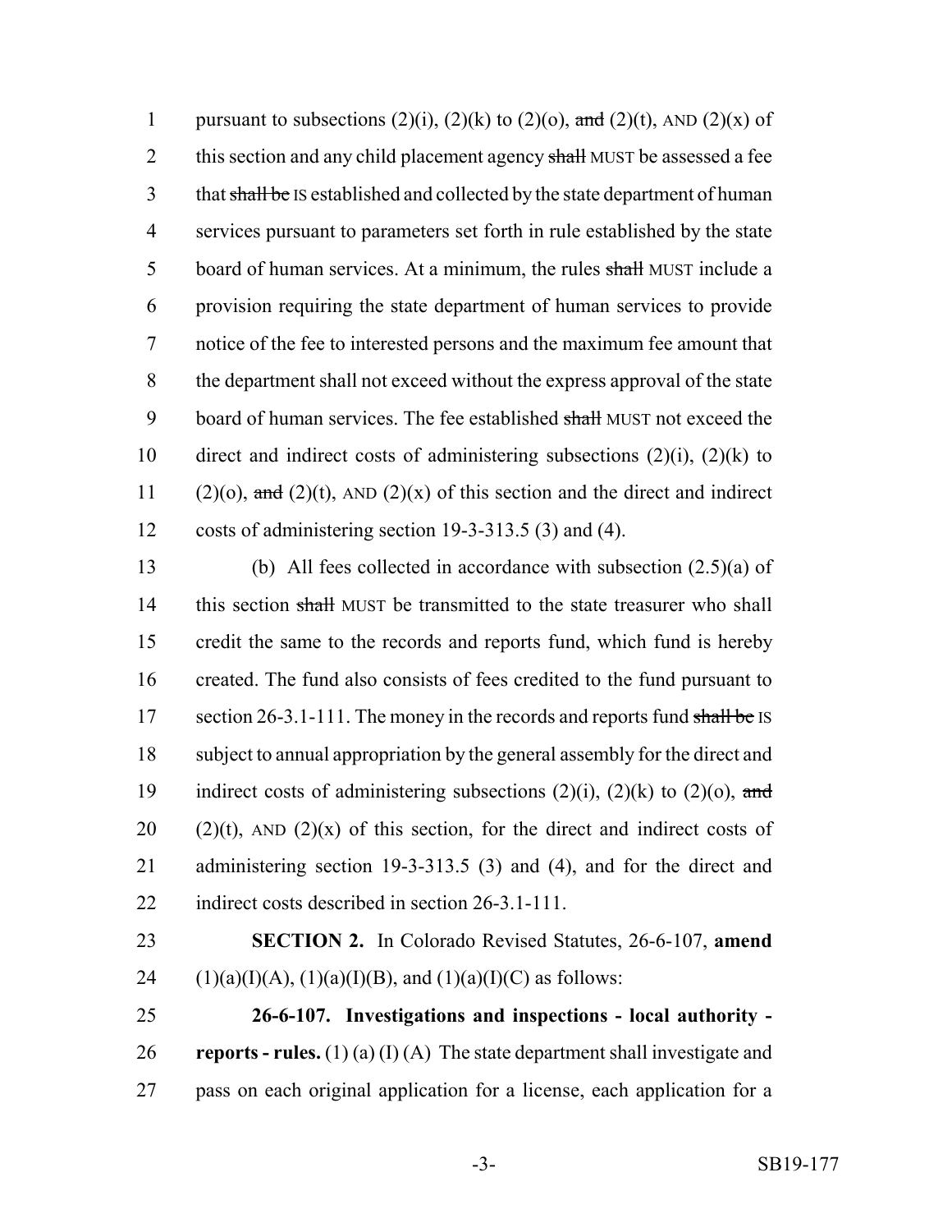pursuant to subsections (2)(i), (2)(k) to (2)(o), ~~and~~ (2)(t), AND (2)(x) of this section and any child placement agency ~~shall~~ MUST be assessed a fee that ~~shall be~~ IS established and collected by the state department of human services pursuant to parameters set forth in rule established by the state board of human services. At a minimum, the rules ~~shall~~ MUST include a provision requiring the state department of human services to provide notice of the fee to interested persons and the maximum fee amount that the department shall not exceed without the express approval of the state board of human services. The fee established ~~shall~~ MUST not exceed the direct and indirect costs of administering subsections (2)(i), (2)(k) to (2)(o), ~~and~~ (2)(t), AND (2)(x) of this section and the direct and indirect costs of administering section 19-3-313.5 (3) and (4).

(b) All fees collected in accordance with subsection (2.5)(a) of this section ~~shall~~ MUST be transmitted to the state treasurer who shall credit the same to the records and reports fund, which fund is hereby created. The fund also consists of fees credited to the fund pursuant to section 26-3.1-111. The money in the records and reports fund ~~shall be~~ IS subject to annual appropriation by the general assembly for the direct and indirect costs of administering subsections (2)(i), (2)(k) to (2)(o), ~~and~~ (2)(t), AND (2)(x) of this section, for the direct and indirect costs of administering section 19-3-313.5 (3) and (4), and for the direct and indirect costs described in section 26-3.1-111.

**SECTION 2.** In Colorado Revised Statutes, 26-6-107, **amend** (1)(a)(I)(A), (1)(a)(I)(B), and (1)(a)(I)(C) as follows:

**26-6-107. Investigations and inspections - local authority - reports - rules.** (1) (a) (I) (A) The state department shall investigate and pass on each original application for a license, each application for a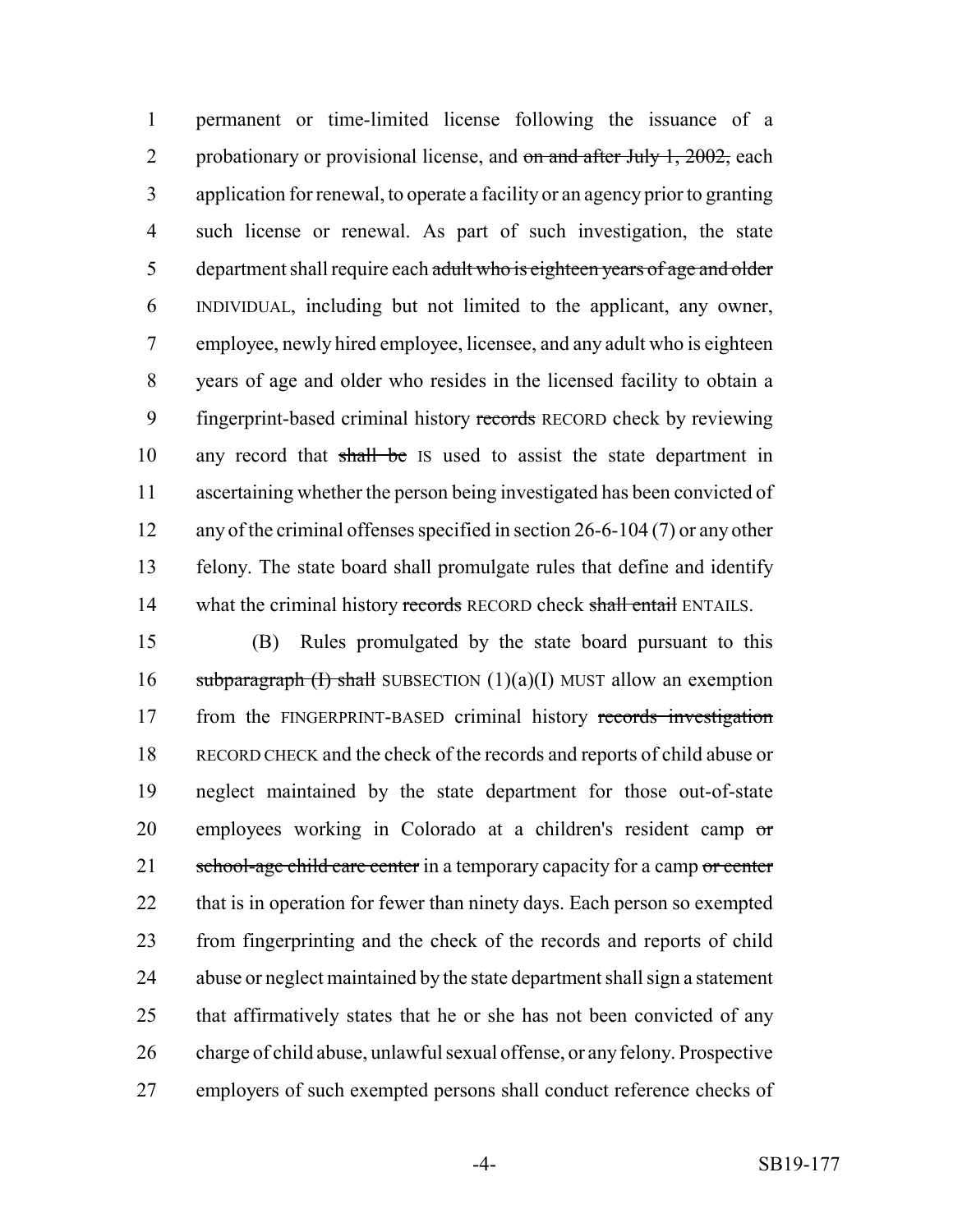permanent or time-limited license following the issuance of a probationary or provisional license, and ~~on and after July 1, 2002,~~ each application for renewal, to operate a facility or an agency prior to granting such license or renewal. As part of such investigation, the state department shall require each ~~adult who is eighteen years of age and older~~ INDIVIDUAL, including but not limited to the applicant, any owner, employee, newly hired employee, licensee, and any adult who is eighteen years of age and older who resides in the licensed facility to obtain a fingerprint-based criminal history ~~records~~ RECORD check by reviewing any record that ~~shall be~~ IS used to assist the state department in ascertaining whether the person being investigated has been convicted of any of the criminal offenses specified in section 26-6-104 (7) or any other felony. The state board shall promulgate rules that define and identify what the criminal history ~~records~~ RECORD check ~~shall entail~~ ENTAILS.

(B) Rules promulgated by the state board pursuant to this ~~subparagraph (I) shall~~ SUBSECTION (1)(a)(I) MUST allow an exemption from the FINGERPRINT-BASED criminal history ~~records investigation~~ RECORD CHECK and the check of the records and reports of child abuse or neglect maintained by the state department for those out-of-state employees working in Colorado at a children's resident camp ~~or school-age child care center~~ in a temporary capacity for a camp ~~or center~~ that is in operation for fewer than ninety days. Each person so exempted from fingerprinting and the check of the records and reports of child abuse or neglect maintained by the state department shall sign a statement that affirmatively states that he or she has not been convicted of any charge of child abuse, unlawful sexual offense, or any felony. Prospective employers of such exempted persons shall conduct reference checks of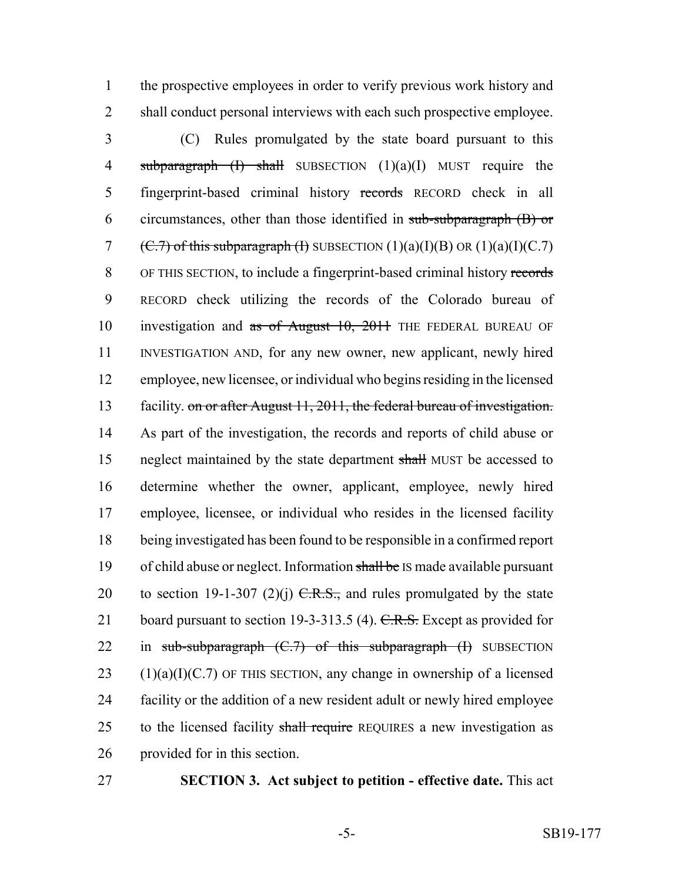the prospective employees in order to verify previous work history and shall conduct personal interviews with each such prospective employee.

(C) Rules promulgated by the state board pursuant to this ~~subparagraph (I) shall~~ SUBSECTION (1)(a)(I) MUST require the fingerprint-based criminal history ~~records~~ RECORD check in all circumstances, other than those identified in ~~sub-subparagraph (B) or (C.7) of this subparagraph (I)~~ SUBSECTION (1)(a)(I)(B) OR (1)(a)(I)(C.7) OF THIS SECTION, to include a fingerprint-based criminal history ~~records~~ RECORD check utilizing the records of the Colorado bureau of investigation and ~~as of August 10, 2011~~ THE FEDERAL BUREAU OF INVESTIGATION AND, for any new owner, new applicant, newly hired employee, new licensee, or individual who begins residing in the licensed facility. ~~on or after August 11, 2011, the federal bureau of investigation.~~ As part of the investigation, the records and reports of child abuse or neglect maintained by the state department ~~shall~~ MUST be accessed to determine whether the owner, applicant, employee, newly hired employee, licensee, or individual who resides in the licensed facility being investigated has been found to be responsible in a confirmed report of child abuse or neglect. Information ~~shall be~~ IS made available pursuant to section 19-1-307 (2)(j) ~~C.R.S.,~~ and rules promulgated by the state board pursuant to section 19-3-313.5 (4). ~~C.R.S.~~ Except as provided for in ~~sub-subparagraph (C.7) of this subparagraph (I)~~ SUBSECTION (1)(a)(I)(C.7) OF THIS SECTION, any change in ownership of a licensed facility or the addition of a new resident adult or newly hired employee to the licensed facility ~~shall require~~ REQUIRES a new investigation as provided for in this section.

**SECTION 3. Act subject to petition - effective date.** This act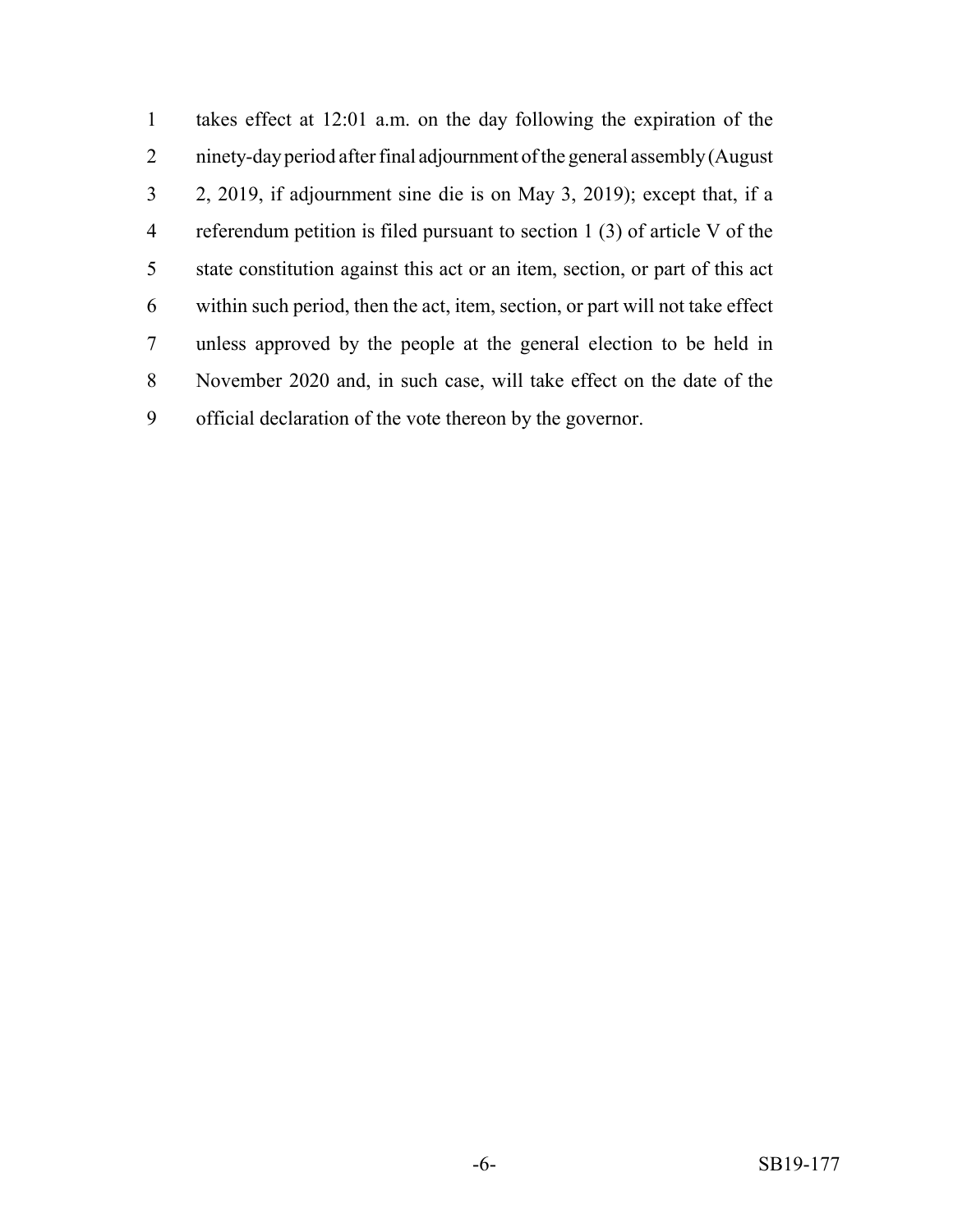takes effect at 12:01 a.m. on the day following the expiration of the ninety-day period after final adjournment of the general assembly (August 2, 2019, if adjournment sine die is on May 3, 2019); except that, if a referendum petition is filed pursuant to section 1 (3) of article V of the state constitution against this act or an item, section, or part of this act within such period, then the act, item, section, or part will not take effect unless approved by the people at the general election to be held in November 2020 and, in such case, will take effect on the date of the official declaration of the vote thereon by the governor.